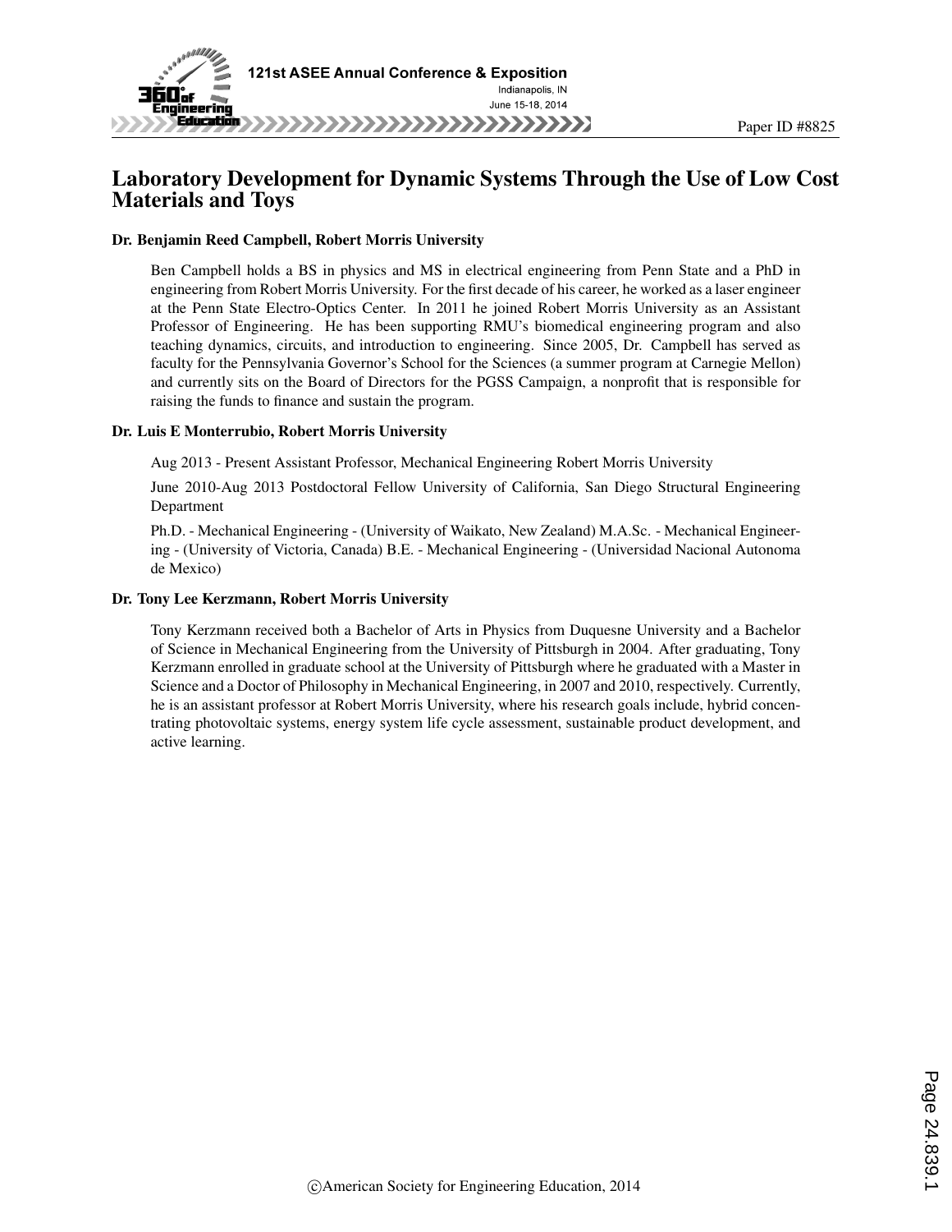Paper ID #8825

# Laboratory Development for Dynamic Systems Through the Use of Low Cost Materials and Toys

### Dr. Benjamin Reed Campbell, Robert Morris University

Ben Campbell holds a BS in physics and MS in electrical engineering from Penn State and a PhD in engineering from Robert Morris University. For the first decade of his career, he worked as a laser engineer at the Penn State Electro-Optics Center. In 2011 he joined Robert Morris University as an Assistant Professor of Engineering. He has been supporting RMU's biomedical engineering program and also teaching dynamics, circuits, and introduction to engineering. Since 2005, Dr. Campbell has served as faculty for the Pennsylvania Governor's School for the Sciences (a summer program at Carnegie Mellon) and currently sits on the Board of Directors for the PGSS Campaign, a nonprofit that is responsible for raising the funds to finance and sustain the program.

### Dr. Luis E Monterrubio, Robert Morris University

Aug 2013 - Present Assistant Professor, Mechanical Engineering Robert Morris University

June 2010-Aug 2013 Postdoctoral Fellow University of California, San Diego Structural Engineering Department

Ph.D. - Mechanical Engineering - (University of Waikato, New Zealand) M.A.Sc. - Mechanical Engineering - (University of Victoria, Canada) B.E. - Mechanical Engineering - (Universidad Nacional Autonoma de Mexico)

### Dr. Tony Lee Kerzmann, Robert Morris University

Tony Kerzmann received both a Bachelor of Arts in Physics from Duquesne University and a Bachelor of Science in Mechanical Engineering from the University of Pittsburgh in 2004. After graduating, Tony Kerzmann enrolled in graduate school at the University of Pittsburgh where he graduated with a Master in Science and a Doctor of Philosophy in Mechanical Engineering, in 2007 and 2010, respectively. Currently, he is an assistant professor at Robert Morris University, where his research goals include, hybrid concentrating photovoltaic systems, energy system life cycle assessment, sustainable product development, and active learning.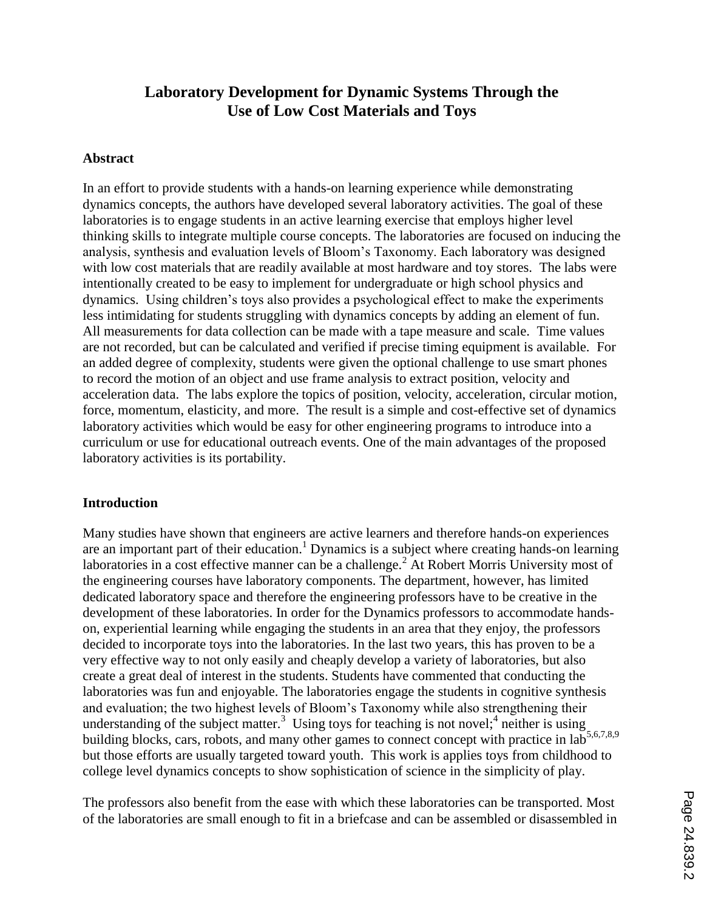# Laboratory Development for Dynamic Systems Through the Use of Low Cost Materials and Toys

## Abstract

In an effort to provide students with a hands-on learning experience while demonstrating dynamics concepts, the authors have developed several laboratory activities. The goal of these laboratories is to engage students in an active learning exercise that employs higher level thinking skills to integrate multiple course concepts. The laboratories are focused on inducing the analysis, synthesis and evaluation levels of Bloom's Taxonomy. Each laboratory was designed with low cost materials that are readily available at most hardware and toy stores. The labs were intentionally created to be easy to implement for undergraduate or high school physics and dynamics. Using children's toys also provides a psychological effect to make the experiments less intimidating for students struggling with dynamics concepts by adding an element of fun. All measurements for data collection can be made with a tape measure and scale. Time values are not recorded, but can be calculated and verified if precise timing equipment is available. For an added degree of complexity, students were given the optional challenge to use smart phones to record the motion of an object and use frame analysis to extract position, velocity and acceleration data. The labs explore the topics of position, velocity, acceleration, circular motion, force, momentum, elasticity, and more. The result is a simple and cost-effective set of dynamics laboratory activities which would be easy for other engineering programs to introduce into a curriculum or use for educational outreach events. One of the main advantages of the proposed laboratory activities is its portability.

## Introduction

Many studies have shown that engineers are active learners and therefore hands-on experiences are an important part of their education.[1] Dynamics is a subject where creating hands-on learning laboratories in a cost effective manner can be a challenge.[2] At Robert Morris University most of the engineering courses have laboratory components. The department, however, has limited dedicated laboratory space and therefore the engineering professors have to be creative in the development of these laboratories. In order for the Dynamics professors to accommodate hands-on, experiential learning while engaging the students in an area that they enjoy, the professors decided to incorporate toys into the laboratories. In the last two years, this has proven to be a very effective way to not only easily and cheaply develop a variety of laboratories, but also create a great deal of interest in the students. Students have commented that conducting the laboratories was fun and enjoyable. The laboratories engage the students in cognitive synthesis and evaluation; the two highest levels of Bloom's Taxonomy while also strengthening their understanding of the subject matter.[3] Using toys for teaching is not novel;[4] neither is using building blocks, cars, robots, and many other games to connect concept with practice in lab[5,6,7,8,9] but those efforts are usually targeted toward youth. This work is applies toys from childhood to college level dynamics concepts to show sophistication of science in the simplicity of play.

The professors also benefit from the ease with which these laboratories can be transported. Most of the laboratories are small enough to fit in a briefcase and can be assembled or disassembled in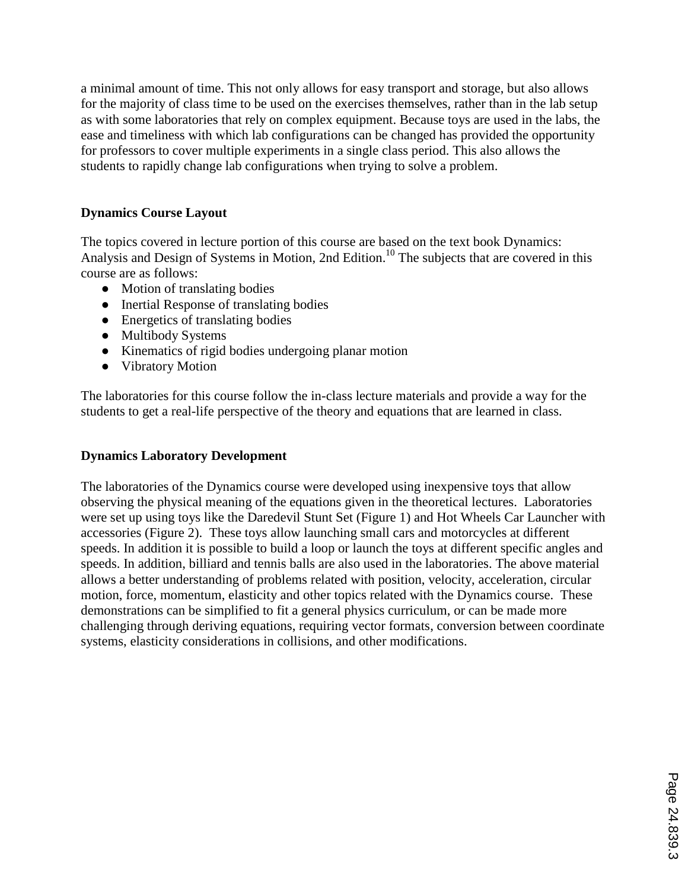a minimal amount of time. This not only allows for easy transport and storage, but also allows for the majority of class time to be used on the exercises themselves, rather than in the lab setup as with some laboratories that rely on complex equipment. Because toys are used in the labs, the ease and timeliness with which lab configurations can be changed has provided the opportunity for professors to cover multiple experiments in a single class period. This also allows the students to rapidly change lab configurations when trying to solve a problem.

## Dynamics Course Layout

The topics covered in lecture portion of this course are based on the text book Dynamics: Analysis and Design of Systems in Motion, 2nd Edition.[10] The subjects that are covered in this course are as follows:

- Motion of translating bodies
- Inertial Response of translating bodies
- Energetics of translating bodies
- Multibody Systems
- Kinematics of rigid bodies undergoing planar motion
- Vibratory Motion

The laboratories for this course follow the in-class lecture materials and provide a way for the students to get a real-life perspective of the theory and equations that are learned in class.

## Dynamics Laboratory Development

The laboratories of the Dynamics course were developed using inexpensive toys that allow observing the physical meaning of the equations given in the theoretical lectures. Laboratories were set up using toys like the Daredevil Stunt Set (Figure 1) and Hot Wheels Car Launcher with accessories (Figure 2). These toys allow launching small cars and motorcycles at different speeds. In addition it is possible to build a loop or launch the toys at different specific angles and speeds. In addition, billiard and tennis balls are also used in the laboratories. The above material allows a better understanding of problems related with position, velocity, acceleration, circular motion, force, momentum, elasticity and other topics related with the Dynamics course. These demonstrations can be simplified to fit a general physics curriculum, or can be made more challenging through deriving equations, requiring vector formats, conversion between coordinate systems, elasticity considerations in collisions, and other modifications.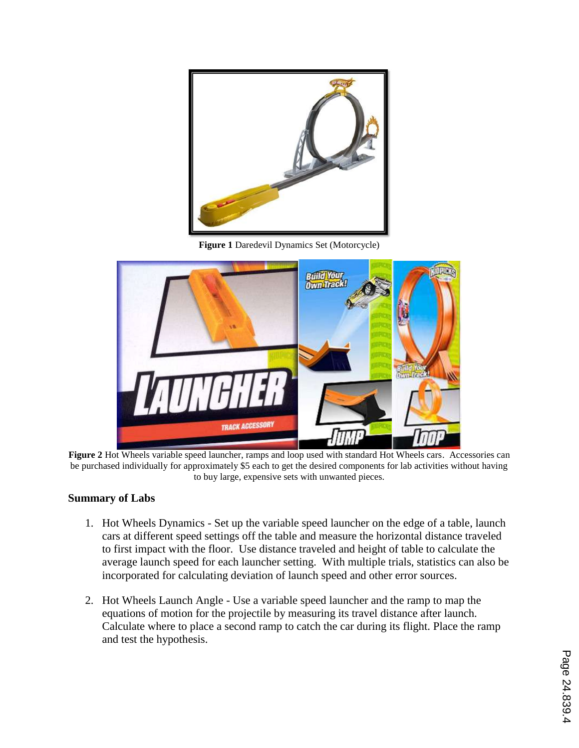**Figure 1** Daredevil Dynamics Set (Motorcycle)

**Figure 2** Hot Wheels variable speed launcher, ramps and loop used with standard Hot Wheels cars. Accessories can be purchased individually for approximately $5 each to get the desired components for lab activities without having to buy large, expensive sets with unwanted pieces.

### Summary of Labs

1. Hot Wheels Dynamics - Set up the variable speed launcher on the edge of a table, launch cars at different speed settings off the table and measure the horizontal distance traveled to first impact with the floor. Use distance traveled and height of table to calculate the average launch speed for each launcher setting. With multiple trials, statistics can also be incorporated for calculating deviation of launch speed and other error sources.

2. Hot Wheels Launch Angle - Use a variable speed launcher and the ramp to map the equations of motion for the projectile by measuring its travel distance after launch. Calculate where to place a second ramp to catch the car during its flight. Place the ramp and test the hypothesis.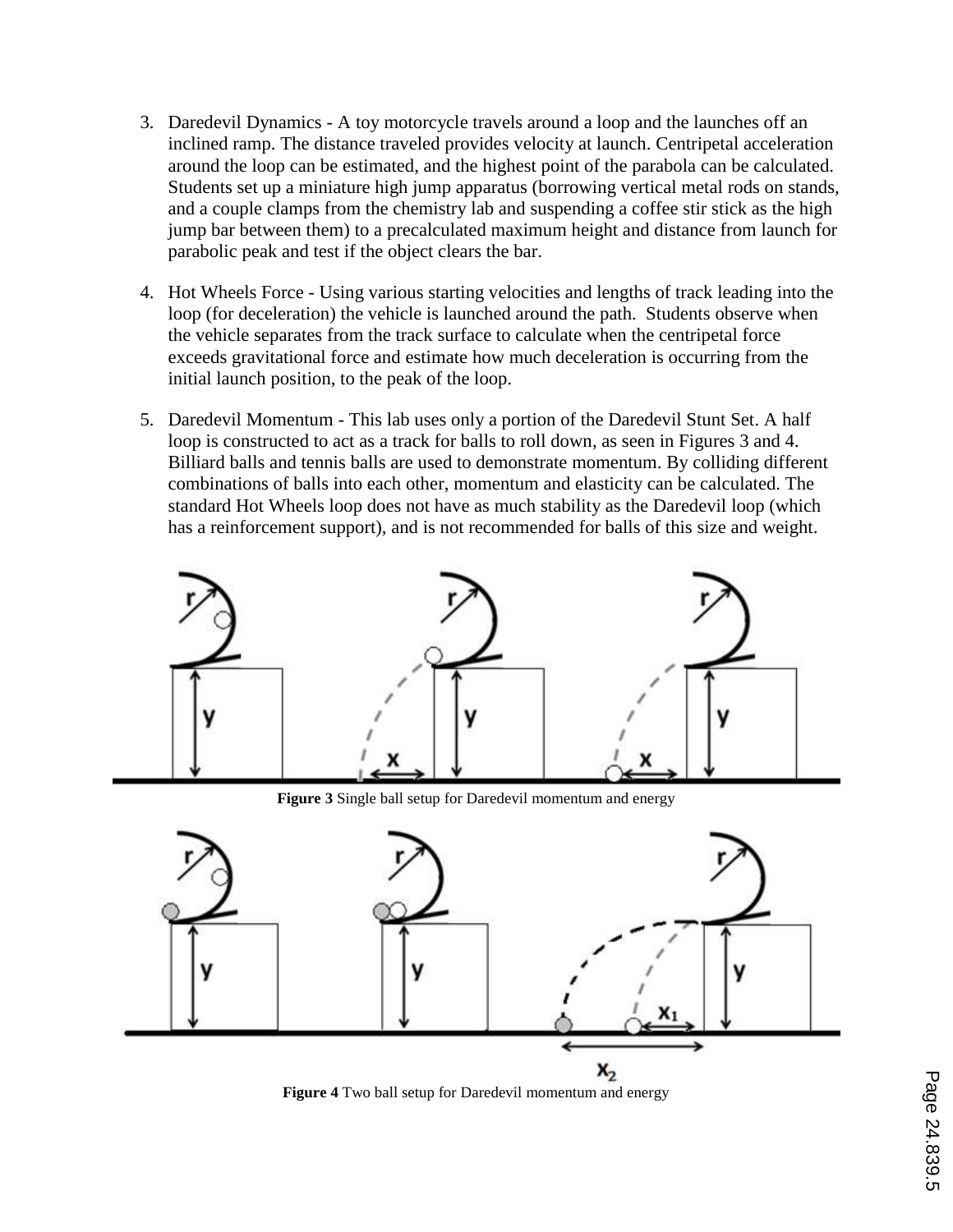3. Daredevil Dynamics - A toy motorcycle travels around a loop and the launches off an inclined ramp. The distance traveled provides velocity at launch. Centripetal acceleration around the loop can be estimated, and the highest point of the parabola can be calculated. Students set up a miniature high jump apparatus (borrowing vertical metal rods on stands, and a couple clamps from the chemistry lab and suspending a coffee stir stick as the high jump bar between them) to a precalculated maximum height and distance from launch for parabolic peak and test if the object clears the bar.

4. Hot Wheels Force - Using various starting velocities and lengths of track leading into the loop (for deceleration) the vehicle is launched around the path. Students observe when the vehicle separates from the track surface to calculate when the centripetal force exceeds gravitational force and estimate how much deceleration is occurring from the initial launch position, to the peak of the loop.

5. Daredevil Momentum - This lab uses only a portion of the Daredevil Stunt Set. A half loop is constructed to act as a track for balls to roll down, as seen in Figures 3 and 4. Billiard balls and tennis balls are used to demonstrate momentum. By colliding different combinations of balls into each other, momentum and elasticity can be calculated. The standard Hot Wheels loop does not have as much stability as the Daredevil loop (which has a reinforcement support), and is not recommended for balls of this size and weight.

**Figure 3** Single ball setup for Daredevil momentum and energy

**Figure 4** Two ball setup for Daredevil momentum and energy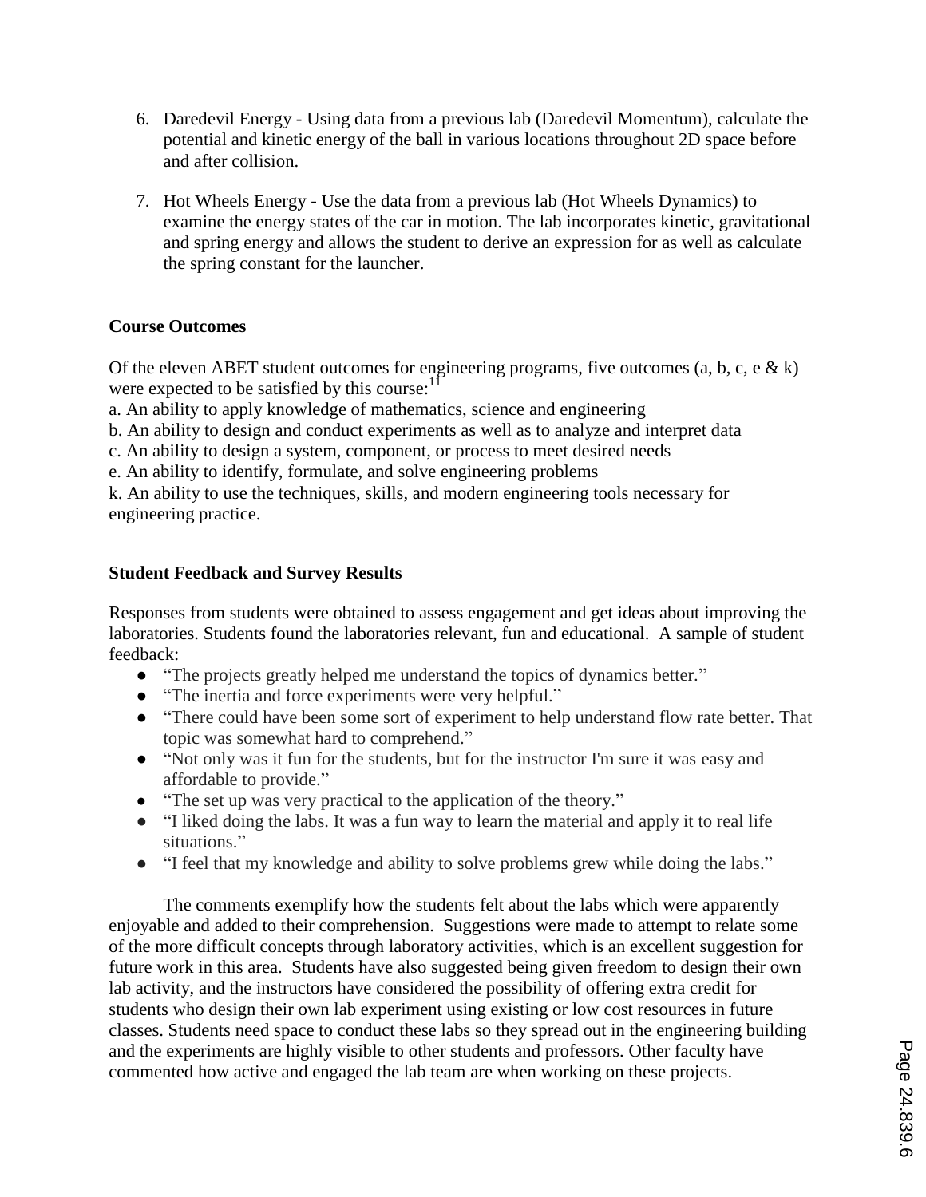6. Daredevil Energy - Using data from a previous lab (Daredevil Momentum), calculate the potential and kinetic energy of the ball in various locations throughout 2D space before and after collision.

7. Hot Wheels Energy - Use the data from a previous lab (Hot Wheels Dynamics) to examine the energy states of the car in motion. The lab incorporates kinetic, gravitational and spring energy and allows the student to derive an expression for as well as calculate the spring constant for the launcher.

**Course Outcomes**

Of the eleven ABET student outcomes for engineering programs, five outcomes (a, b, c, e & k) were expected to be satisfied by this course:[11]

a. An ability to apply knowledge of mathematics, science and engineering
b. An ability to design and conduct experiments as well as to analyze and interpret data
c. An ability to design a system, component, or process to meet desired needs
e. An ability to identify, formulate, and solve engineering problems
k. An ability to use the techniques, skills, and modern engineering tools necessary for engineering practice.

**Student Feedback and Survey Results**

Responses from students were obtained to assess engagement and get ideas about improving the laboratories. Students found the laboratories relevant, fun and educational. A sample of student feedback:

- "The projects greatly helped me understand the topics of dynamics better."
- "The inertia and force experiments were very helpful."
- "There could have been some sort of experiment to help understand flow rate better. That topic was somewhat hard to comprehend."
- "Not only was it fun for the students, but for the instructor I'm sure it was easy and affordable to provide."
- "The set up was very practical to the application of the theory."
- "I liked doing the labs. It was a fun way to learn the material and apply it to real life situations."
- "I feel that my knowledge and ability to solve problems grew while doing the labs."

The comments exemplify how the students felt about the labs which were apparently enjoyable and added to their comprehension. Suggestions were made to attempt to relate some of the more difficult concepts through laboratory activities, which is an excellent suggestion for future work in this area. Students have also suggested being given freedom to design their own lab activity, and the instructors have considered the possibility of offering extra credit for students who design their own lab experiment using existing or low cost resources in future classes. Students need space to conduct these labs so they spread out in the engineering building and the experiments are highly visible to other students and professors. Other faculty have commented how active and engaged the lab team are when working on these projects.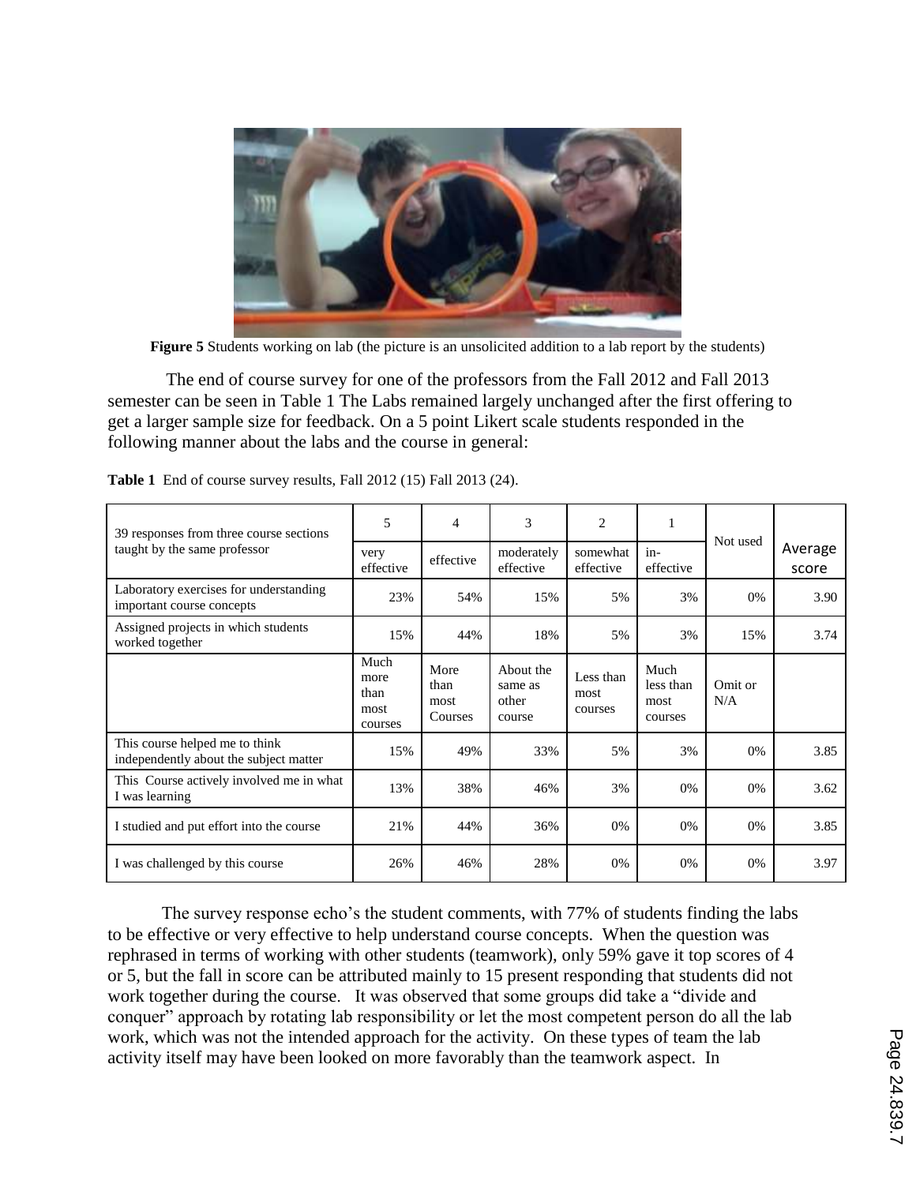**Figure 5** Students working on lab (the picture is an unsolicited addition to a lab report by the students)

The end of course survey for one of the professors from the Fall 2012 and Fall 2013 semester can be seen in Table 1 The Labs remained largely unchanged after the first offering to get a larger sample size for feedback. On a 5 point Likert scale students responded in the following manner about the labs and the course in general:

**Table 1** End of course survey results, Fall 2012 (15) Fall 2013 (24).

| 39 responses from three course sections taught by the same professor | 5 very effective | 4 effective | 3 moderately effective | 2 somewhat effective | 1 in-effective | Not used | Average score |
|---|---|---|---|---|---|---|---|
| Laboratory exercises for understanding important course concepts | 23% | 54% | 15% | 5% | 3% | 0% | 3.90 |
| Assigned projects in which students worked together | 15% | 44% | 18% | 5% | 3% | 15% | 3.74 |
| | Much more than most courses | More than most Courses | About the same as other course | Less than most courses | Much less than most courses | Omit or N/A | |
| This course helped me to think independently about the subject matter | 15% | 49% | 33% | 5% | 3% | 0% | 3.85 |
| This Course actively involved me in what I was learning | 13% | 38% | 46% | 3% | 0% | 0% | 3.62 |
| I studied and put effort into the course | 21% | 44% | 36% | 0% | 0% | 0% | 3.85 |
| I was challenged by this course | 26% | 46% | 28% | 0% | 0% | 0% | 3.97 |

The survey response echo's the student comments, with 77% of students finding the labs to be effective or very effective to help understand course concepts. When the question was rephrased in terms of working with other students (teamwork), only 59% gave it top scores of 4 or 5, but the fall in score can be attributed mainly to 15 present responding that students did not work together during the course. It was observed that some groups did take a "divide and conquer" approach by rotating lab responsibility or let the most competent person do all the lab work, which was not the intended approach for the activity. On these types of team the lab activity itself may have been looked on more favorably than the teamwork aspect. In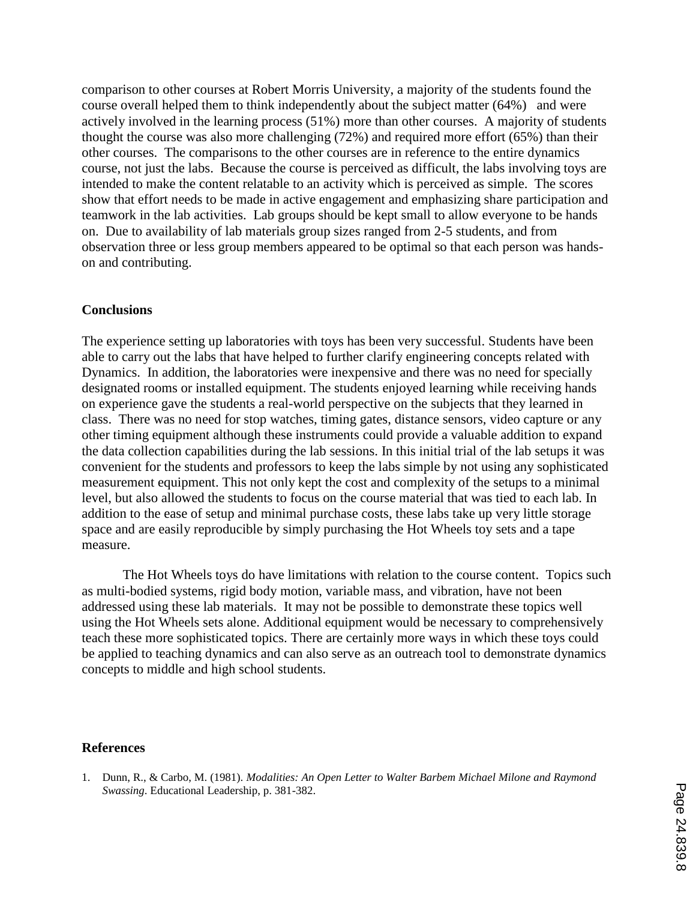comparison to other courses at Robert Morris University, a majority of the students found the course overall helped them to think independently about the subject matter (64%) and were actively involved in the learning process (51%) more than other courses. A majority of students thought the course was also more challenging (72%) and required more effort (65%) than their other courses. The comparisons to the other courses are in reference to the entire dynamics course, not just the labs. Because the course is perceived as difficult, the labs involving toys are intended to make the content relatable to an activity which is perceived as simple. The scores show that effort needs to be made in active engagement and emphasizing share participation and teamwork in the lab activities. Lab groups should be kept small to allow everyone to be hands on. Due to availability of lab materials group sizes ranged from 2-5 students, and from observation three or less group members appeared to be optimal so that each person was hands-on and contributing.

## Conclusions

The experience setting up laboratories with toys has been very successful. Students have been able to carry out the labs that have helped to further clarify engineering concepts related with Dynamics. In addition, the laboratories were inexpensive and there was no need for specially designated rooms or installed equipment. The students enjoyed learning while receiving hands on experience gave the students a real-world perspective on the subjects that they learned in class. There was no need for stop watches, timing gates, distance sensors, video capture or any other timing equipment although these instruments could provide a valuable addition to expand the data collection capabilities during the lab sessions. In this initial trial of the lab setups it was convenient for the students and professors to keep the labs simple by not using any sophisticated measurement equipment. This not only kept the cost and complexity of the setups to a minimal level, but also allowed the students to focus on the course material that was tied to each lab. In addition to the ease of setup and minimal purchase costs, these labs take up very little storage space and are easily reproducible by simply purchasing the Hot Wheels toy sets and a tape measure.

The Hot Wheels toys do have limitations with relation to the course content. Topics such as multi-bodied systems, rigid body motion, variable mass, and vibration, have not been addressed using these lab materials. It may not be possible to demonstrate these topics well using the Hot Wheels sets alone. Additional equipment would be necessary to comprehensively teach these more sophisticated topics. There are certainly more ways in which these toys could be applied to teaching dynamics and can also serve as an outreach tool to demonstrate dynamics concepts to middle and high school students.

## References

1. Dunn, R., & Carbo, M. (1981). *Modalities: An Open Letter to Walter Barbem Michael Milone and Raymond Swassing*. Educational Leadership, p. 381-382.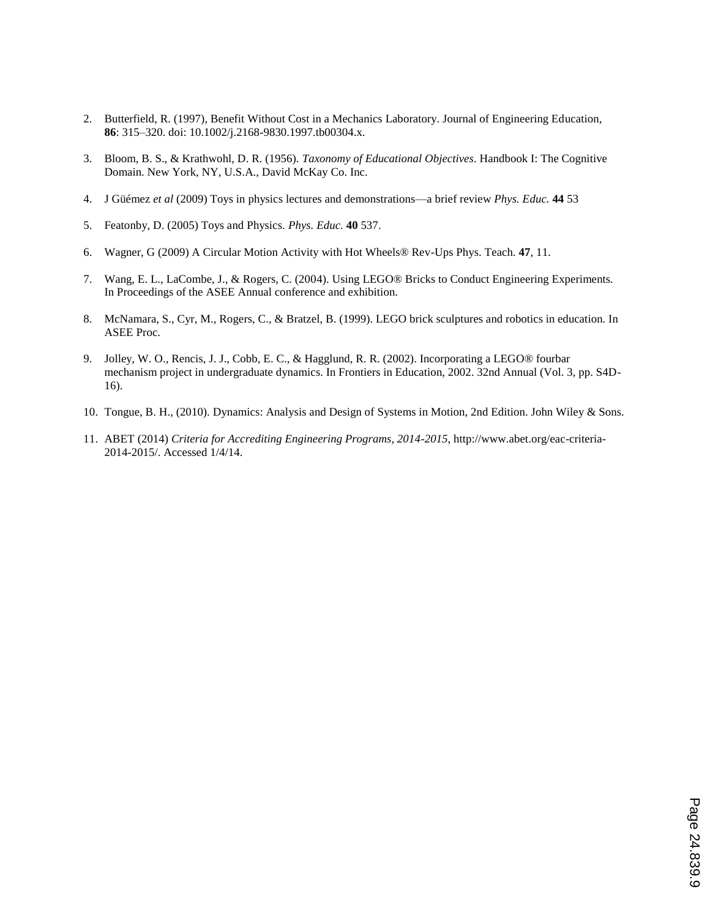2. Butterfield, R. (1997), Benefit Without Cost in a Mechanics Laboratory. Journal of Engineering Education, **86**: 315–320. doi: 10.1002/j.2168-9830.1997.tb00304.x.

3. Bloom, B. S., & Krathwohl, D. R. (1956). *Taxonomy of Educational Objectives*. Handbook I: The Cognitive Domain. New York, NY, U.S.A., David McKay Co. Inc.

4. J Güémez *et al* (2009) Toys in physics lectures and demonstrations—a brief review *Phys. Educ.* **44** 53

5. Featonby, D. (2005) Toys and Physics. *Phys. Educ.* **40** 537.

6. Wagner, G (2009) A Circular Motion Activity with Hot Wheels® Rev-Ups Phys. Teach. **47**, 11.

7. Wang, E. L., LaCombe, J., & Rogers, C. (2004). Using LEGO® Bricks to Conduct Engineering Experiments. In Proceedings of the ASEE Annual conference and exhibition.

8. McNamara, S., Cyr, M., Rogers, C., & Bratzel, B. (1999). LEGO brick sculptures and robotics in education. In ASEE Proc.

9. Jolley, W. O., Rencis, J. J., Cobb, E. C., & Hagglund, R. R. (2002). Incorporating a LEGO® fourbar mechanism project in undergraduate dynamics. In Frontiers in Education, 2002. 32nd Annual (Vol. 3, pp. S4D-16).

10. Tongue, B. H., (2010). Dynamics: Analysis and Design of Systems in Motion, 2nd Edition. John Wiley & Sons.

11. ABET (2014) *Criteria for Accrediting Engineering Programs, 2014-2015*, http://www.abet.org/eac-criteria-2014-2015/. Accessed 1/4/14.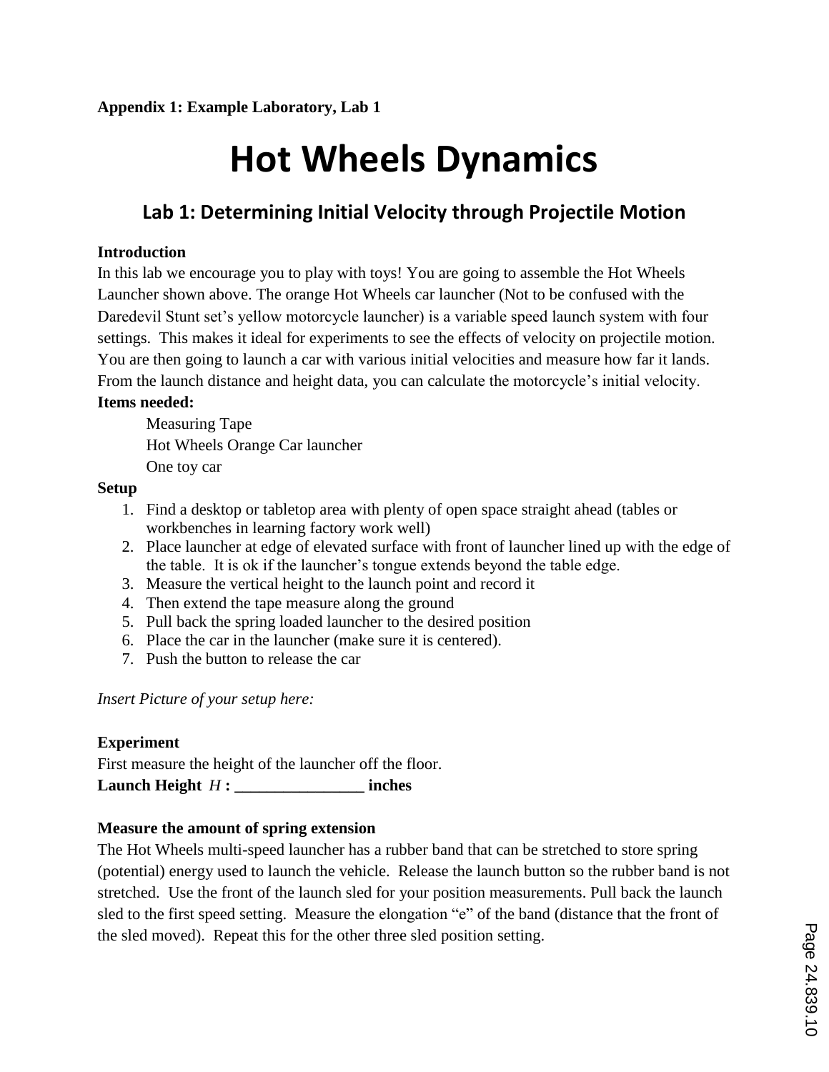**Appendix 1: Example Laboratory, Lab 1**

# Hot Wheels Dynamics

## Lab 1: Determining Initial Velocity through Projectile Motion

**Introduction**

In this lab we encourage you to play with toys! You are going to assemble the Hot Wheels Launcher shown above. The orange Hot Wheels car launcher (Not to be confused with the Daredevil Stunt set's yellow motorcycle launcher) is a variable speed launch system with four settings. This makes it ideal for experiments to see the effects of velocity on projectile motion. You are then going to launch a car with various initial velocities and measure how far it lands. From the launch distance and height data, you can calculate the motorcycle's initial velocity.

**Items needed:**

Measuring Tape
Hot Wheels Orange Car launcher
One toy car

**Setup**

1. Find a desktop or tabletop area with plenty of open space straight ahead (tables or workbenches in learning factory work well)
2. Place launcher at edge of elevated surface with front of launcher lined up with the edge of the table. It is ok if the launcher's tongue extends beyond the table edge.
3. Measure the vertical height to the launch point and record it
4. Then extend the tape measure along the ground
5. Pull back the spring loaded launcher to the desired position
6. Place the car in the launcher (make sure it is centered).
7. Push the button to release the car

*Insert Picture of your setup here:*

**Experiment**

First measure the height of the launcher off the floor.

**Launch Height** $H$ **: ________________ inches**

**Measure the amount of spring extension**

The Hot Wheels multi-speed launcher has a rubber band that can be stretched to store spring (potential) energy used to launch the vehicle. Release the launch button so the rubber band is not stretched. Use the front of the launch sled for your position measurements. Pull back the launch sled to the first speed setting. Measure the elongation "e" of the band (distance that the front of the sled moved). Repeat this for the other three sled position setting.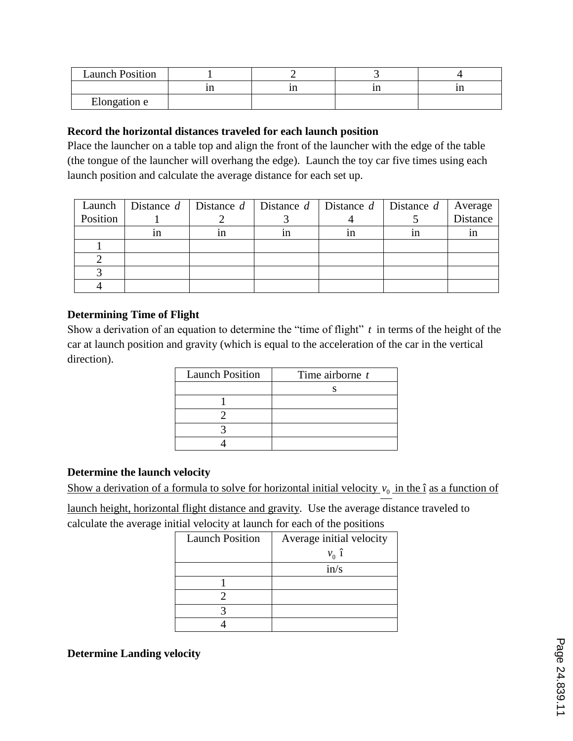| Launch Position | 1 | 2 | 3 | 4 |
| --- | --- | --- | --- | --- |
| | in | in | in | in |
| Elongation e | | | | |

**Record the horizontal distances traveled for each launch position**

Place the launcher on a table top and align the front of the launcher with the edge of the table (the tongue of the launcher will overhang the edge). Launch the toy car five times using each launch position and calculate the average distance for each set up.

| Launch Position | Distance $d$ 1 | Distance $d$ 2 | Distance $d$ 3 | Distance $d$ 4 | Distance $d$ 5 | Average Distance |
| --- | --- | --- | --- | --- | --- | --- |
| | in | in | in | in | in | in |
| 1 | | | | | | |
| 2 | | | | | | |
| 3 | | | | | | |
| 4 | | | | | | |

**Determining Time of Flight**

Show a derivation of an equation to determine the "time of flight" $t$ in terms of the height of the car at launch position and gravity (which is equal to the acceleration of the car in the vertical direction).

| Launch Position | Time airborne $t$ |
| --- | --- |
| | s |
| 1 | |
| 2 | |
| 3 | |
| 4 | |

**Determine the launch velocity**

Show a derivation of a formula to solve for horizontal initial velocity $\underline{v_0}$ in the $\hat{\imath}$ as a function of launch height, horizontal flight distance and gravity. Use the average distance traveled to calculate the average initial velocity at launch for each of the positions

| Launch Position | Average initial velocity $v_0\ \hat{\imath}$ |
| --- | --- |
| | in/s |
| 1 | |
| 2 | |
| 3 | |
| 4 | |

**Determine Landing velocity**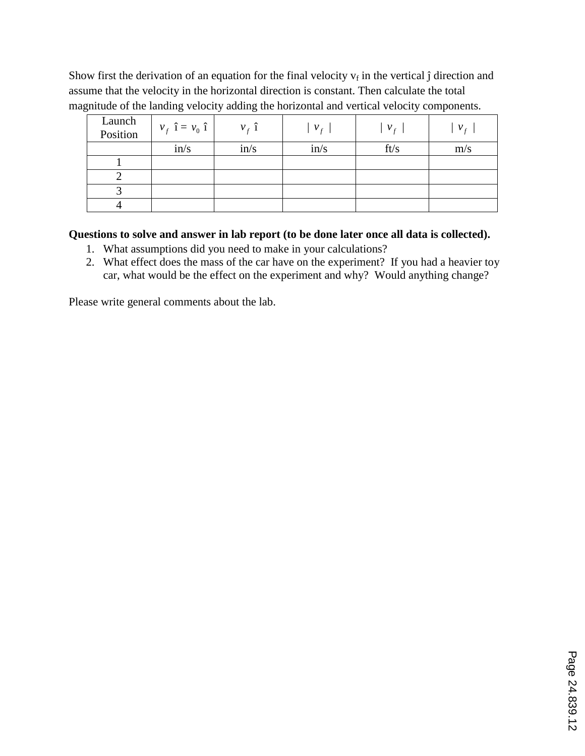Show first the derivation of an equation for the final velocity $v_f$ in the vertical ĵ direction and assume that the velocity in the horizontal direction is constant. Then calculate the total magnitude of the landing velocity adding the horizontal and vertical velocity components.

| Launch Position | $v_f\ \hat{\imath} = v_0\ \hat{\imath}$ | $v_f\ \hat{\imath}$ | $\lvert v_f \rvert$ | $\lvert v_f \rvert$ | $\lvert v_f \rvert$ |
|---|---|---|---|---|---|
| | in/s | in/s | in/s | ft/s | m/s |
| 1 | | | | | |
| 2 | | | | | |
| 3 | | | | | |
| 4 | | | | | |

**Questions to solve and answer in lab report (to be done later once all data is collected).**

1. What assumptions did you need to make in your calculations?
2. What effect does the mass of the car have on the experiment? If you had a heavier toy car, what would be the effect on the experiment and why? Would anything change?

Please write general comments about the lab.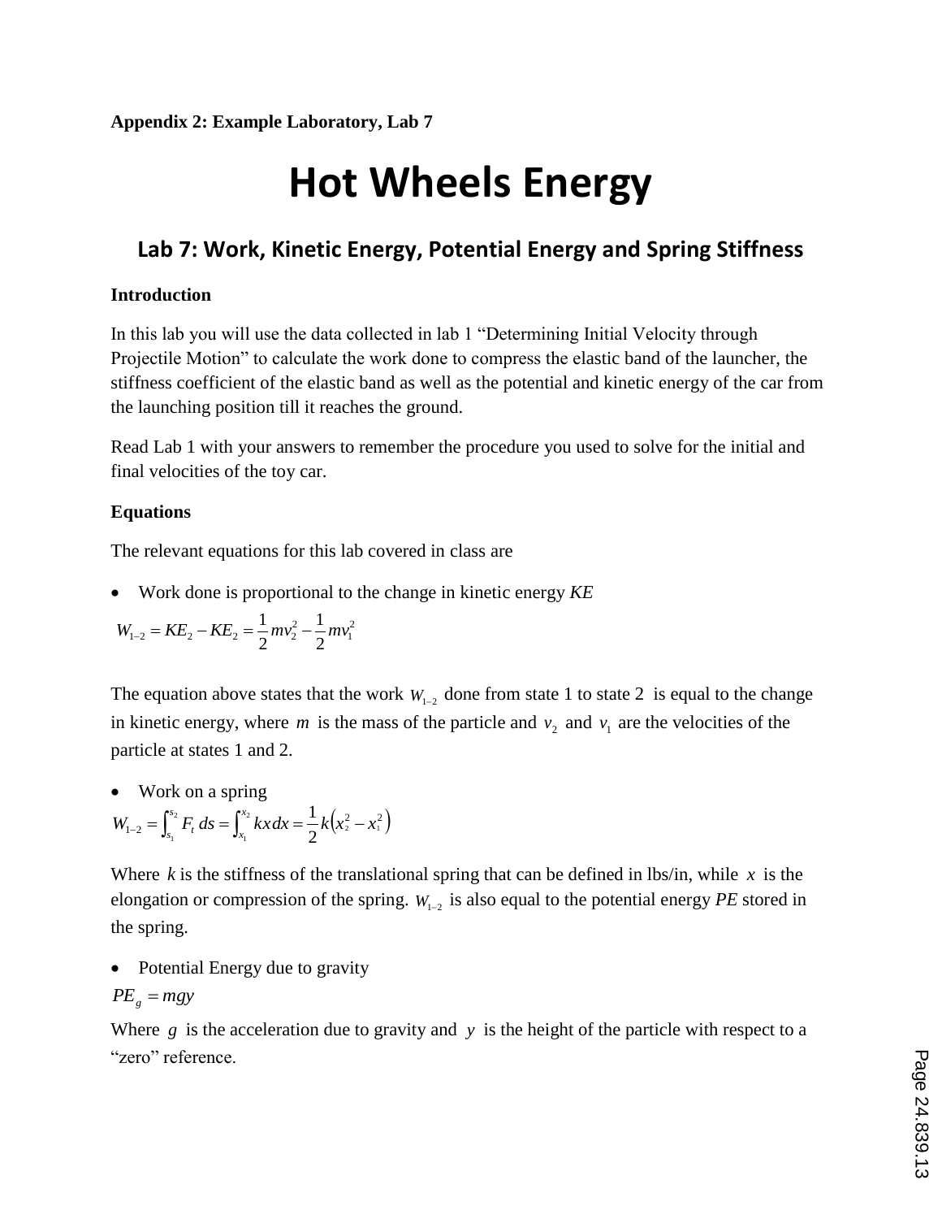**Appendix 2: Example Laboratory, Lab 7**

# Hot Wheels Energy

## Lab 7: Work, Kinetic Energy, Potential Energy and Spring Stiffness

**Introduction**

In this lab you will use the data collected in lab 1 "Determining Initial Velocity through Projectile Motion" to calculate the work done to compress the elastic band of the launcher, the stiffness coefficient of the elastic band as well as the potential and kinetic energy of the car from the launching position till it reaches the ground.

Read Lab 1 with your answers to remember the procedure you used to solve for the initial and final velocities of the toy car.

**Equations**

The relevant equations for this lab covered in class are

- Work done is proportional to the change in kinetic energy *KE*

$$W_{1-2} = KE_2 - KE_2 = \frac{1}{2}mv_2^2 - \frac{1}{2}mv_1^2$$

The equation above states that the work $W_{1-2}$ done from state 1 to state 2 is equal to the change in kinetic energy, where $m$ is the mass of the particle and $v_2$ and $v_1$ are the velocities of the particle at states 1 and 2.

- Work on a spring

$$W_{1-2} = \int_{s_1}^{s_2} F_t \, ds = \int_{x_1}^{x_2} kx \, dx = \frac{1}{2}k\left(x_2^2 - x_1^2\right)$$

Where $k$ is the stiffness of the translational spring that can be defined in lbs/in, while $x$ is the elongation or compression of the spring. $W_{1-2}$ is also equal to the potential energy *PE* stored in the spring.

- Potential Energy due to gravity

$$PE_g = mgy$$

Where $g$ is the acceleration due to gravity and $y$ is the height of the particle with respect to a "zero" reference.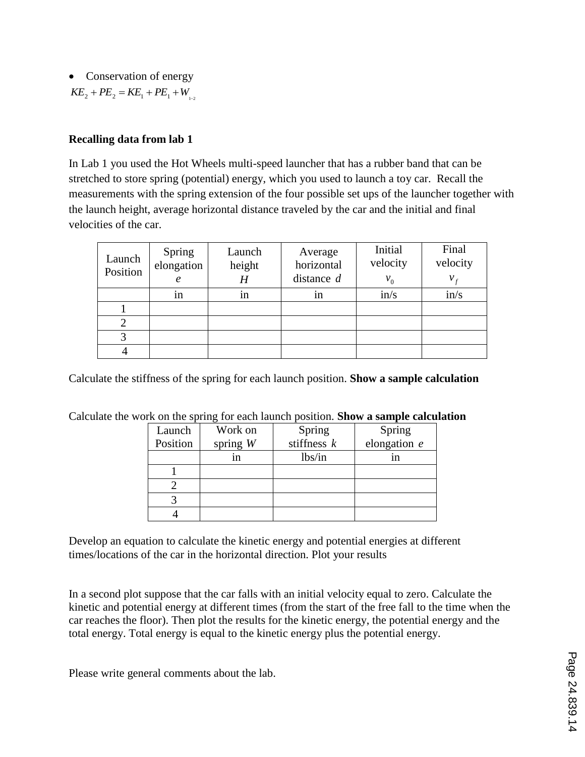- Conservation of energy

$KE_2 + PE_2 = KE_1 + PE_1 + W_{1-2}$

**Recalling data from lab 1**

In Lab 1 you used the Hot Wheels multi-speed launcher that has a rubber band that can be stretched to store spring (potential) energy, which you used to launch a toy car. Recall the measurements with the spring extension of the four possible set ups of the launcher together with the launch height, average horizontal distance traveled by the car and the initial and final velocities of the car.

| Launch Position | Spring elongation $e$ | Launch height $H$ | Average horizontal distance $d$ | Initial velocity $v_0$ | Final velocity $v_f$ |
|---|---|---|---|---|---|
| | in | in | in | in/s | in/s |
| 1 | | | | | |
| 2 | | | | | |
| 3 | | | | | |
| 4 | | | | | |

Calculate the stiffness of the spring for each launch position. **Show a sample calculation**

Calculate the work on the spring for each launch position. **Show a sample calculation**

| Launch Position | Work on spring $W$ | Spring stiffness $k$ | Spring elongation $e$ |
|---|---|---|---|
| | in | lbs/in | in |
| 1 | | | |
| 2 | | | |
| 3 | | | |
| 4 | | | |

Develop an equation to calculate the kinetic energy and potential energies at different times/locations of the car in the horizontal direction. Plot your results

In a second plot suppose that the car falls with an initial velocity equal to zero. Calculate the kinetic and potential energy at different times (from the start of the free fall to the time when the car reaches the floor). Then plot the results for the kinetic energy, the potential energy and the total energy. Total energy is equal to the kinetic energy plus the potential energy.

Please write general comments about the lab.